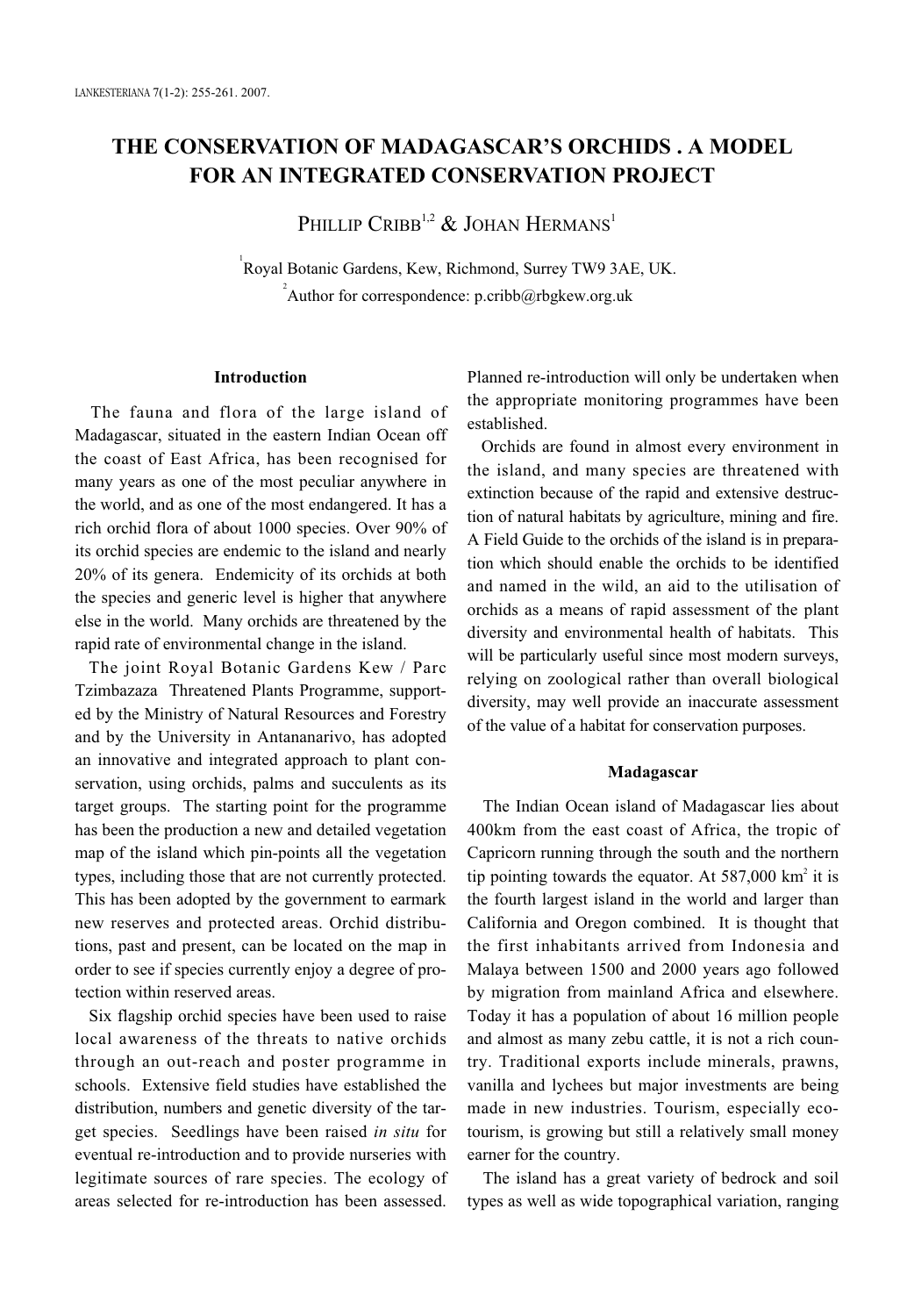# THE CONSERVATION OF MADAGASCAR'S ORCHIDS . A MODEL FOR AN INTEGRATED CONSERVATION PROJECT

Phillip Cribb[1,2] & Johan Hermans[1]

[1]Royal Botanic Gardens, Kew, Richmond, Surrey TW9 3AE, UK.
[2]Author for correspondence: p.cribb@rbgkew.org.uk

## Introduction

The fauna and flora of the large island of Madagascar, situated in the eastern Indian Ocean off the coast of East Africa, has been recognised for many years as one of the most peculiar anywhere in the world, and as one of the most endangered. It has a rich orchid flora of about 1000 species. Over 90% of its orchid species are endemic to the island and nearly 20% of its genera. Endemicity of its orchids at both the species and generic level is higher that anywhere else in the world. Many orchids are threatened by the rapid rate of environmental change in the island.

The joint Royal Botanic Gardens Kew / Parc Tzimbazaza Threatened Plants Programme, supported by the Ministry of Natural Resources and Forestry and by the University in Antananarivo, has adopted an innovative and integrated approach to plant conservation, using orchids, palms and succulents as its target groups. The starting point for the programme has been the production a new and detailed vegetation map of the island which pin-points all the vegetation types, including those that are not currently protected. This has been adopted by the government to earmark new reserves and protected areas. Orchid distributions, past and present, can be located on the map in order to see if species currently enjoy a degree of protection within reserved areas.

Six flagship orchid species have been used to raise local awareness of the threats to native orchids through an out-reach and poster programme in schools. Extensive field studies have established the distribution, numbers and genetic diversity of the target species. Seedlings have been raised *in situ* for eventual re-introduction and to provide nurseries with legitimate sources of rare species. The ecology of areas selected for re-introduction has been assessed. Planned re-introduction will only be undertaken when the appropriate monitoring programmes have been established.

Orchids are found in almost every environment in the island, and many species are threatened with extinction because of the rapid and extensive destruction of natural habitats by agriculture, mining and fire. A Field Guide to the orchids of the island is in preparation which should enable the orchids to be identified and named in the wild, an aid to the utilisation of orchids as a means of rapid assessment of the plant diversity and environmental health of habitats. This will be particularly useful since most modern surveys, relying on zoological rather than overall biological diversity, may well provide an inaccurate assessment of the value of a habitat for conservation purposes.

## Madagascar

The Indian Ocean island of Madagascar lies about 400km from the east coast of Africa, the tropic of Capricorn running through the south and the northern tip pointing towards the equator. At 587,000 km$^2$ it is the fourth largest island in the world and larger than California and Oregon combined. It is thought that the first inhabitants arrived from Indonesia and Malaya between 1500 and 2000 years ago followed by migration from mainland Africa and elsewhere. Today it has a population of about 16 million people and almost as many zebu cattle, it is not a rich country. Traditional exports include minerals, prawns, vanilla and lychees but major investments are being made in new industries. Tourism, especially eco-tourism, is growing but still a relatively small money earner for the country.

The island has a great variety of bedrock and soil types as well as wide topographical variation, ranging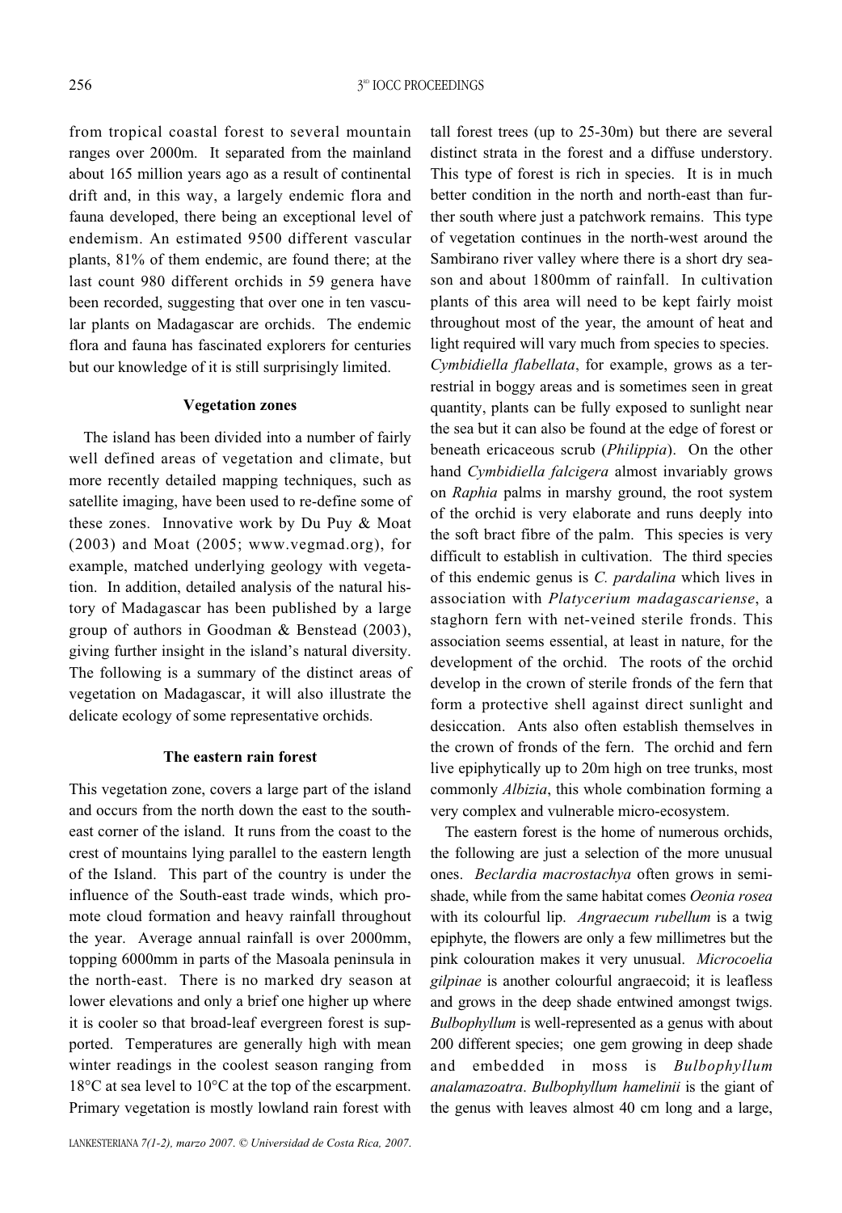from tropical coastal forest to several mountain ranges over 2000m. It separated from the mainland about 165 million years ago as a result of continental drift and, in this way, a largely endemic flora and fauna developed, there being an exceptional level of endemism. An estimated 9500 different vascular plants, 81% of them endemic, are found there; at the last count 980 different orchids in 59 genera have been recorded, suggesting that over one in ten vascular plants on Madagascar are orchids. The endemic flora and fauna has fascinated explorers for centuries but our knowledge of it is still surprisingly limited.

## Vegetation zones

The island has been divided into a number of fairly well defined areas of vegetation and climate, but more recently detailed mapping techniques, such as satellite imaging, have been used to re-define some of these zones. Innovative work by Du Puy & Moat (2003) and Moat (2005; www.vegmad.org), for example, matched underlying geology with vegetation. In addition, detailed analysis of the natural history of Madagascar has been published by a large group of authors in Goodman & Benstead (2003), giving further insight in the island's natural diversity. The following is a summary of the distinct areas of vegetation on Madagascar, it will also illustrate the delicate ecology of some representative orchids.

## The eastern rain forest

This vegetation zone, covers a large part of the island and occurs from the north down the east to the south-east corner of the island. It runs from the coast to the crest of mountains lying parallel to the eastern length of the Island. This part of the country is under the influence of the South-east trade winds, which promote cloud formation and heavy rainfall throughout the year. Average annual rainfall is over 2000mm, topping 6000mm in parts of the Masoala peninsula in the north-east. There is no marked dry season at lower elevations and only a brief one higher up where it is cooler so that broad-leaf evergreen forest is supported. Temperatures are generally high with mean winter readings in the coolest season ranging from 18°C at sea level to 10°C at the top of the escarpment. Primary vegetation is mostly lowland rain forest with tall forest trees (up to 25-30m) but there are several distinct strata in the forest and a diffuse understory. This type of forest is rich in species. It is in much better condition in the north and north-east than further south where just a patchwork remains. This type of vegetation continues in the north-west around the Sambirano river valley where there is a short dry season and about 1800mm of rainfall. In cultivation plants of this area will need to be kept fairly moist throughout most of the year, the amount of heat and light required will vary much from species to species. *Cymbidiella flabellata*, for example, grows as a terrestrial in boggy areas and is sometimes seen in great quantity, plants can be fully exposed to sunlight near the sea but it can also be found at the edge of forest or beneath ericaceous scrub (*Philippia*). On the other hand *Cymbidiella falcigera* almost invariably grows on *Raphia* palms in marshy ground, the root system of the orchid is very elaborate and runs deeply into the soft bract fibre of the palm. This species is very difficult to establish in cultivation. The third species of this endemic genus is *C. pardalina* which lives in association with *Platycerium madagascariense*, a staghorn fern with net-veined sterile fronds. This association seems essential, at least in nature, for the development of the orchid. The roots of the orchid develop in the crown of sterile fronds of the fern that form a protective shell against direct sunlight and desiccation. Ants also often establish themselves in the crown of fronds of the fern. The orchid and fern live epiphytically up to 20m high on tree trunks, most commonly *Albizia*, this whole combination forming a very complex and vulnerable micro-ecosystem.

The eastern forest is the home of numerous orchids, the following are just a selection of the more unusual ones. *Beclardia macrostachya* often grows in semi-shade, while from the same habitat comes *Oeonia rosea* with its colourful lip. *Angraecum rubellum* is a twig epiphyte, the flowers are only a few millimetres but the pink colouration makes it very unusual. *Microcoelia gilpinae* is another colourful angraecoid; it is leafless and grows in the deep shade entwined amongst twigs. *Bulbophyllum* is well-represented as a genus with about 200 different species; one gem growing in deep shade and embedded in moss is *Bulbophyllum analamazoatra*. *Bulbophyllum hamelinii* is the giant of the genus with leaves almost 40 cm long and a large,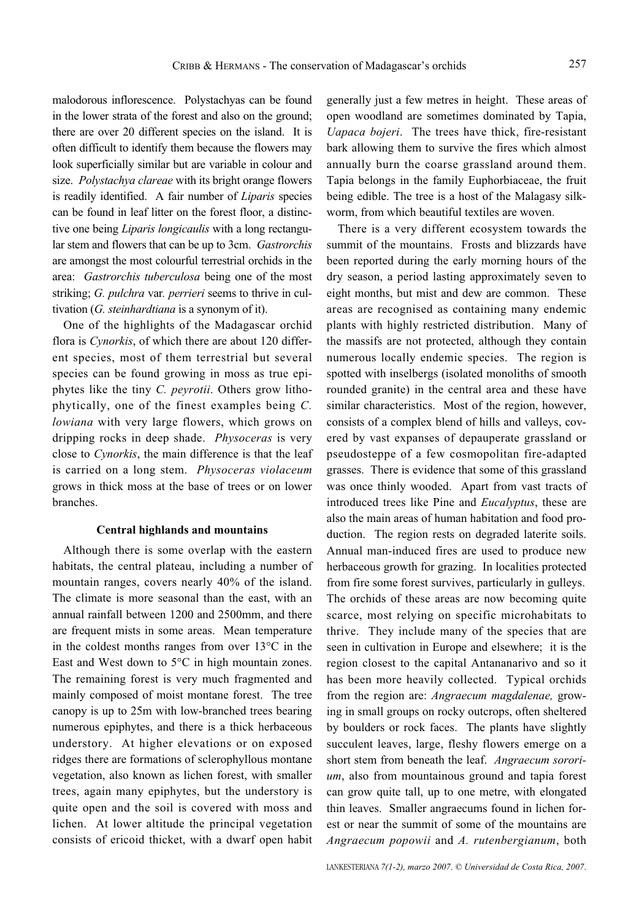malodorous inflorescence. Polystachyas can be found in the lower strata of the forest and also on the ground; there are over 20 different species on the island. It is often difficult to identify them because the flowers may look superficially similar but are variable in colour and size. *Polystachya clareae* with its bright orange flowers is readily identified. A fair number of *Liparis* species can be found in leaf litter on the forest floor, a distinctive one being *Liparis longicaulis* with a long rectangular stem and flowers that can be up to 3cm. *Gastrorchis* are amongst the most colourful terrestrial orchids in the area: *Gastrorchis tuberculosa* being one of the most striking; *G. pulchra* var. *perrieri* seems to thrive in cultivation (*G. steinhardtiana* is a synonym of it).

One of the highlights of the Madagascar orchid flora is *Cynorkis*, of which there are about 120 different species, most of them terrestrial but several species can be found growing in moss as true epiphytes like the tiny *C. peyrotii*. Others grow lithophytically, one of the finest examples being *C. lowiana* with very large flowers, which grows on dripping rocks in deep shade. *Physoceras* is very close to *Cynorkis*, the main difference is that the leaf is carried on a long stem. *Physoceras violaceum* grows in thick moss at the base of trees or on lower branches.

### Central highlands and mountains

Although there is some overlap with the eastern habitats, the central plateau, including a number of mountain ranges, covers nearly 40% of the island. The climate is more seasonal than the east, with an annual rainfall between 1200 and 2500mm, and there are frequent mists in some areas. Mean temperature in the coldest months ranges from over 13°C in the East and West down to 5°C in high mountain zones. The remaining forest is very much fragmented and mainly composed of moist montane forest. The tree canopy is up to 25m with low-branched trees bearing numerous epiphytes, and there is a thick herbaceous understory. At higher elevations or on exposed ridges there are formations of sclerophyllous montane vegetation, also known as lichen forest, with smaller trees, again many epiphytes, but the understory is quite open and the soil is covered with moss and lichen. At lower altitude the principal vegetation consists of ericoid thicket, with a dwarf open habit generally just a few metres in height. These areas of open woodland are sometimes dominated by Tapia, *Uapaca bojeri*. The trees have thick, fire-resistant bark allowing them to survive the fires which almost annually burn the coarse grassland around them. Tapia belongs in the family Euphorbiaceae, the fruit being edible. The tree is a host of the Malagasy silkworm, from which beautiful textiles are woven.

There is a very different ecosystem towards the summit of the mountains. Frosts and blizzards have been reported during the early morning hours of the dry season, a period lasting approximately seven to eight months, but mist and dew are common. These areas are recognised as containing many endemic plants with highly restricted distribution. Many of the massifs are not protected, although they contain numerous locally endemic species. The region is spotted with inselbergs (isolated monoliths of smooth rounded granite) in the central area and these have similar characteristics. Most of the region, however, consists of a complex blend of hills and valleys, covered by vast expanses of depauperate grassland or pseudosteppe of a few cosmopolitan fire-adapted grasses. There is evidence that some of this grassland was once thinly wooded. Apart from vast tracts of introduced trees like Pine and *Eucalyptus*, these are also the main areas of human habitation and food production. The region rests on degraded laterite soils. Annual man-induced fires are used to produce new herbaceous growth for grazing. In localities protected from fire some forest survives, particularly in gulleys. The orchids of these areas are now becoming quite scarce, most relying on specific microhabitats to thrive. They include many of the species that are seen in cultivation in Europe and elsewhere; it is the region closest to the capital Antananarivo and so it has been more heavily collected. Typical orchids from the region are: *Angraecum magdalenae,* growing in small groups on rocky outcrops, often sheltered by boulders or rock faces. The plants have slightly succulent leaves, large, fleshy flowers emerge on a short stem from beneath the leaf. *Angraecum sororium*, also from mountainous ground and tapia forest can grow quite tall, up to one metre, with elongated thin leaves. Smaller angraecums found in lichen forest or near the summit of some of the mountains are *Angraecum popowii* and *A. rutenbergianum*, both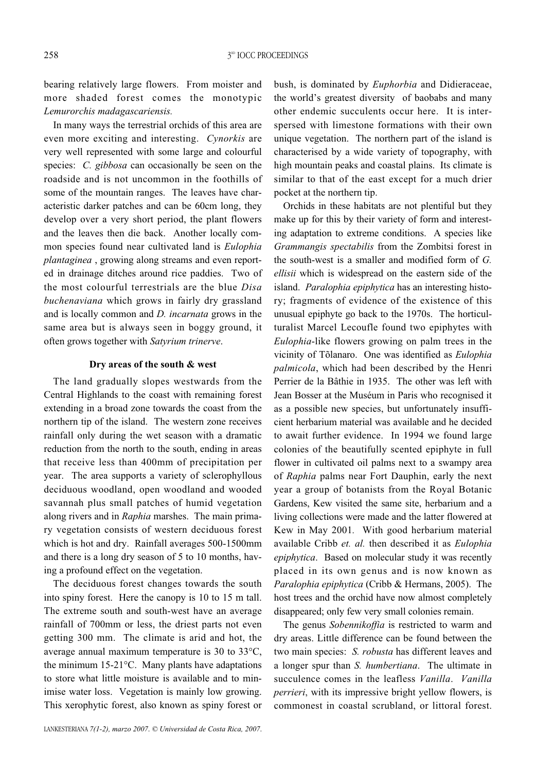bearing relatively large flowers. From moister and more shaded forest comes the monotypic *Lemurorchis madagascariensis.*

In many ways the terrestrial orchids of this area are even more exciting and interesting. *Cynorkis* are very well represented with some large and colourful species: *C. gibbosa* can occasionally be seen on the roadside and is not uncommon in the foothills of some of the mountain ranges. The leaves have characteristic darker patches and can be 60cm long, they develop over a very short period, the plant flowers and the leaves then die back. Another locally common species found near cultivated land is *Eulophia plantaginea* , growing along streams and even reported in drainage ditches around rice paddies. Two of the most colourful terrestrials are the blue *Disa buchenaviana* which grows in fairly dry grassland and is locally common and *D. incarnata* grows in the same area but is always seen in boggy ground, it often grows together with *Satyrium trinerve*.

#### Dry areas of the south & west

The land gradually slopes westwards from the Central Highlands to the coast with remaining forest extending in a broad zone towards the coast from the northern tip of the island. The western zone receives rainfall only during the wet season with a dramatic reduction from the north to the south, ending in areas that receive less than 400mm of precipitation per year. The area supports a variety of sclerophyllous deciduous woodland, open woodland and wooded savannah plus small patches of humid vegetation along rivers and in *Raphia* marshes. The main primary vegetation consists of western deciduous forest which is hot and dry. Rainfall averages 500-1500mm and there is a long dry season of 5 to 10 months, having a profound effect on the vegetation.

The deciduous forest changes towards the south into spiny forest. Here the canopy is 10 to 15 m tall. The extreme south and south-west have an average rainfall of 700mm or less, the driest parts not even getting 300 mm. The climate is arid and hot, the average annual maximum temperature is 30 to 33°C, the minimum 15-21°C. Many plants have adaptations to store what little moisture is available and to minimise water loss. Vegetation is mainly low growing. This xerophytic forest, also known as spiny forest or bush, is dominated by *Euphorbia* and Didieraceae, the world's greatest diversity of baobabs and many other endemic succulents occur here. It is interspersed with limestone formations with their own unique vegetation. The northern part of the island is characterised by a wide variety of topography, with high mountain peaks and coastal plains. Its climate is similar to that of the east except for a much drier pocket at the northern tip.

Orchids in these habitats are not plentiful but they make up for this by their variety of form and interesting adaptation to extreme conditions. A species like *Grammangis spectabilis* from the Zombitsi forest in the south-west is a smaller and modified form of *G. ellisii* which is widespread on the eastern side of the island. *Paralophia epiphytica* has an interesting history; fragments of evidence of the existence of this unusual epiphyte go back to the 1970s. The horticulturalist Marcel Lecoufle found two epiphytes with *Eulophia*-like flowers growing on palm trees in the vicinity of Tõlanaro. One was identified as *Eulophia palmicola*, which had been described by the Henri Perrier de la Bâthie in 1935. The other was left with Jean Bosser at the Muséum in Paris who recognised it as a possible new species, but unfortunately insufficient herbarium material was available and he decided to await further evidence. In 1994 we found large colonies of the beautifully scented epiphyte in full flower in cultivated oil palms near to a swampy area of *Raphia* palms near Fort Dauphin, early the next year a group of botanists from the Royal Botanic Gardens, Kew visited the same site, herbarium and a living collections were made and the latter flowered at Kew in May 2001. With good herbarium material available Cribb *et. al.* then described it as *Eulophia epiphytica*. Based on molecular study it was recently placed in its own genus and is now known as *Paralophia epiphytica* (Cribb & Hermans, 2005). The host trees and the orchid have now almost completely disappeared; only few very small colonies remain.

The genus *Sobennikoffia* is restricted to warm and dry areas. Little difference can be found between the two main species: *S. robusta* has different leaves and a longer spur than *S. humbertiana*. The ultimate in succulence comes in the leafless *Vanilla*. *Vanilla perrieri*, with its impressive bright yellow flowers, is commonest in coastal scrubland, or littoral forest.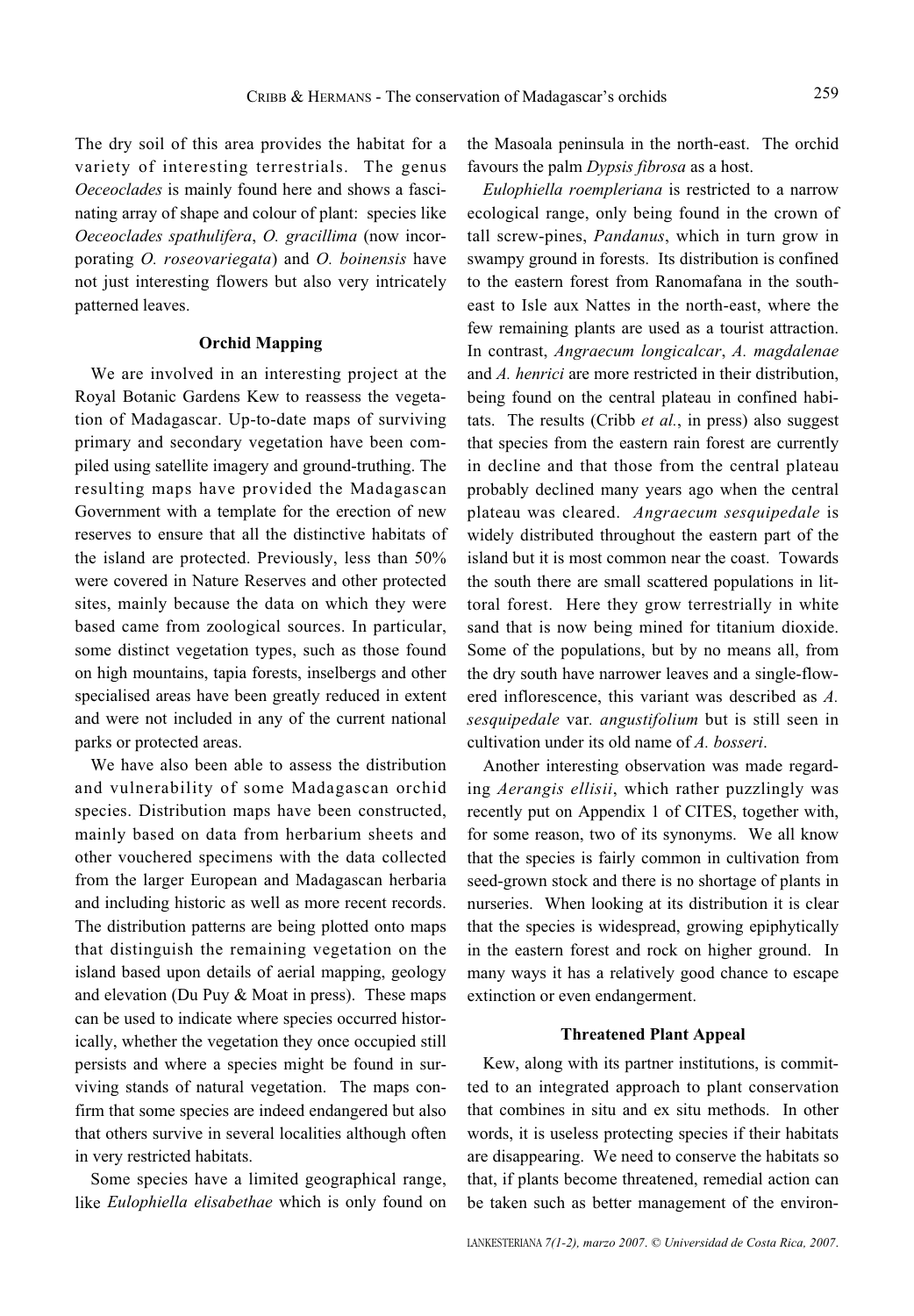The dry soil of this area provides the habitat for a variety of interesting terrestrials. The genus *Oeceoclades* is mainly found here and shows a fascinating array of shape and colour of plant: species like *Oeceoclades spathulifera*, *O. gracillima* (now incorporating *O. roseovariegata*) and *O. boinensis* have not just interesting flowers but also very intricately patterned leaves.

## Orchid Mapping

We are involved in an interesting project at the Royal Botanic Gardens Kew to reassess the vegetation of Madagascar. Up-to-date maps of surviving primary and secondary vegetation have been compiled using satellite imagery and ground-truthing. The resulting maps have provided the Madagascan Government with a template for the erection of new reserves to ensure that all the distinctive habitats of the island are protected. Previously, less than 50% were covered in Nature Reserves and other protected sites, mainly because the data on which they were based came from zoological sources. In particular, some distinct vegetation types, such as those found on high mountains, tapia forests, inselbergs and other specialised areas have been greatly reduced in extent and were not included in any of the current national parks or protected areas.

We have also been able to assess the distribution and vulnerability of some Madagascan orchid species. Distribution maps have been constructed, mainly based on data from herbarium sheets and other vouchered specimens with the data collected from the larger European and Madagascan herbaria and including historic as well as more recent records. The distribution patterns are being plotted onto maps that distinguish the remaining vegetation on the island based upon details of aerial mapping, geology and elevation (Du Puy & Moat in press). These maps can be used to indicate where species occurred historically, whether the vegetation they once occupied still persists and where a species might be found in surviving stands of natural vegetation. The maps confirm that some species are indeed endangered but also that others survive in several localities although often in very restricted habitats.

Some species have a limited geographical range, like *Eulophiella elisabethae* which is only found on the Masoala peninsula in the north-east. The orchid favours the palm *Dypsis fibrosa* as a host.

*Eulophiella roempleriana* is restricted to a narrow ecological range, only being found in the crown of tall screw-pines, *Pandanus*, which in turn grow in swampy ground in forests. Its distribution is confined to the eastern forest from Ranomafana in the south-east to Isle aux Nattes in the north-east, where the few remaining plants are used as a tourist attraction. In contrast, *Angraecum longicalcar*, *A. magdalenae* and *A. henrici* are more restricted in their distribution, being found on the central plateau in confined habitats. The results (Cribb *et al.*, in press) also suggest that species from the eastern rain forest are currently in decline and that those from the central plateau probably declined many years ago when the central plateau was cleared. *Angraecum sesquipedale* is widely distributed throughout the eastern part of the island but it is most common near the coast. Towards the south there are small scattered populations in littoral forest. Here they grow terrestrially in white sand that is now being mined for titanium dioxide. Some of the populations, but by no means all, from the dry south have narrower leaves and a single-flowered inflorescence, this variant was described as *A. sesquipedale* var. *angustifolium* but is still seen in cultivation under its old name of *A. bosseri*.

Another interesting observation was made regarding *Aerangis ellisii*, which rather puzzlingly was recently put on Appendix 1 of CITES, together with, for some reason, two of its synonyms. We all know that the species is fairly common in cultivation from seed-grown stock and there is no shortage of plants in nurseries. When looking at its distribution it is clear that the species is widespread, growing epiphytically in the eastern forest and rock on higher ground. In many ways it has a relatively good chance to escape extinction or even endangerment.

## Threatened Plant Appeal

Kew, along with its partner institutions, is committed to an integrated approach to plant conservation that combines in situ and ex situ methods. In other words, it is useless protecting species if their habitats are disappearing. We need to conserve the habitats so that, if plants become threatened, remedial action can be taken such as better management of the environ-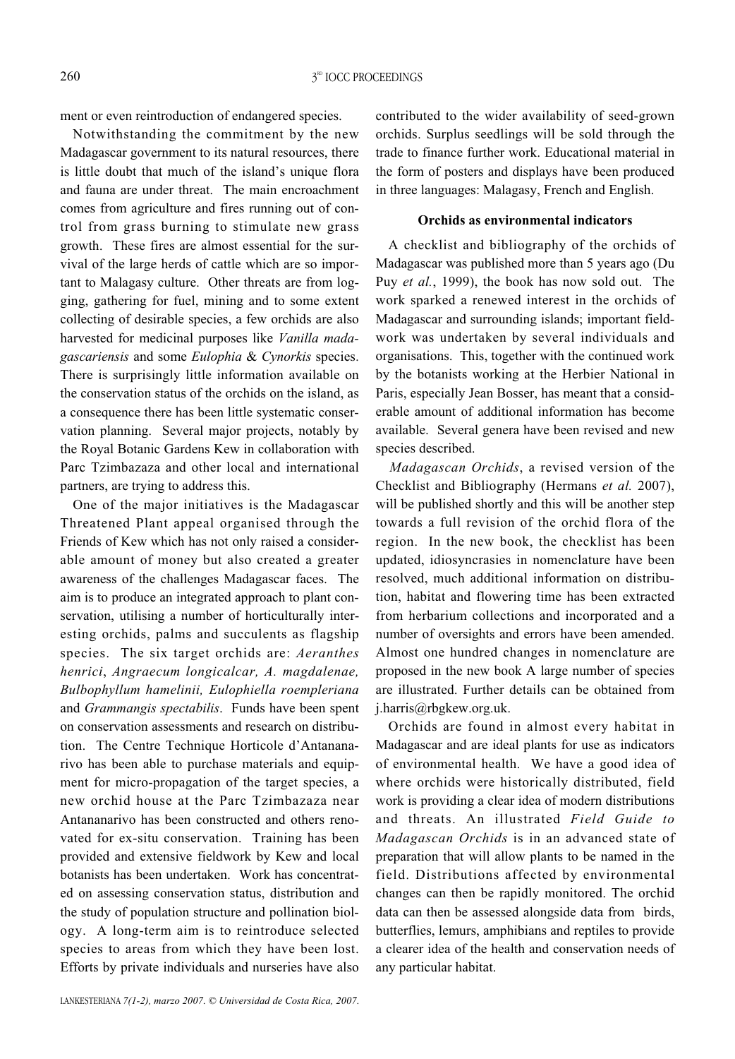ment or even reintroduction of endangered species.

Notwithstanding the commitment by the new Madagascar government to its natural resources, there is little doubt that much of the island's unique flora and fauna are under threat. The main encroachment comes from agriculture and fires running out of control from grass burning to stimulate new grass growth. These fires are almost essential for the survival of the large herds of cattle which are so important to Malagasy culture. Other threats are from logging, gathering for fuel, mining and to some extent collecting of desirable species, a few orchids are also harvested for medicinal purposes like *Vanilla madagascariensis* and some *Eulophia* & *Cynorkis* species. There is surprisingly little information available on the conservation status of the orchids on the island, as a consequence there has been little systematic conservation planning. Several major projects, notably by the Royal Botanic Gardens Kew in collaboration with Parc Tzimbazaza and other local and international partners, are trying to address this.

One of the major initiatives is the Madagascar Threatened Plant appeal organised through the Friends of Kew which has not only raised a considerable amount of money but also created a greater awareness of the challenges Madagascar faces. The aim is to produce an integrated approach to plant conservation, utilising a number of horticulturally interesting orchids, palms and succulents as flagship species. The six target orchids are: *Aeranthes henrici*, *Angraecum longicalcar, A. magdalenae, Bulbophyllum hamelinii, Eulophiella roempleriana* and *Grammangis spectabilis*. Funds have been spent on conservation assessments and research on distribution. The Centre Technique Horticole d'Antananarivo has been able to purchase materials and equipment for micro-propagation of the target species, a new orchid house at the Parc Tzimbazaza near Antananarivo has been constructed and others renovated for ex-situ conservation. Training has been provided and extensive fieldwork by Kew and local botanists has been undertaken. Work has concentrated on assessing conservation status, distribution and the study of population structure and pollination biology. A long-term aim is to reintroduce selected species to areas from which they have been lost. Efforts by private individuals and nurseries have also contributed to the wider availability of seed-grown orchids. Surplus seedlings will be sold through the trade to finance further work. Educational material in the form of posters and displays have been produced in three languages: Malagasy, French and English.

### Orchids as environmental indicators

A checklist and bibliography of the orchids of Madagascar was published more than 5 years ago (Du Puy *et al.*, 1999), the book has now sold out. The work sparked a renewed interest in the orchids of Madagascar and surrounding islands; important fieldwork was undertaken by several individuals and organisations. This, together with the continued work by the botanists working at the Herbier National in Paris, especially Jean Bosser, has meant that a considerable amount of additional information has become available. Several genera have been revised and new species described.

*Madagascan Orchids*, a revised version of the Checklist and Bibliography (Hermans *et al.* 2007), will be published shortly and this will be another step towards a full revision of the orchid flora of the region. In the new book, the checklist has been updated, idiosyncrasies in nomenclature have been resolved, much additional information on distribution, habitat and flowering time has been extracted from herbarium collections and incorporated and a number of oversights and errors have been amended. Almost one hundred changes in nomenclature are proposed in the new book A large number of species are illustrated. Further details can be obtained from j.harris@rbgkew.org.uk.

Orchids are found in almost every habitat in Madagascar and are ideal plants for use as indicators of environmental health. We have a good idea of where orchids were historically distributed, field work is providing a clear idea of modern distributions and threats. An illustrated *Field Guide to Madagascan Orchids* is in an advanced state of preparation that will allow plants to be named in the field. Distributions affected by environmental changes can then be rapidly monitored. The orchid data can then be assessed alongside data from birds, butterflies, lemurs, amphibians and reptiles to provide a clearer idea of the health and conservation needs of any particular habitat.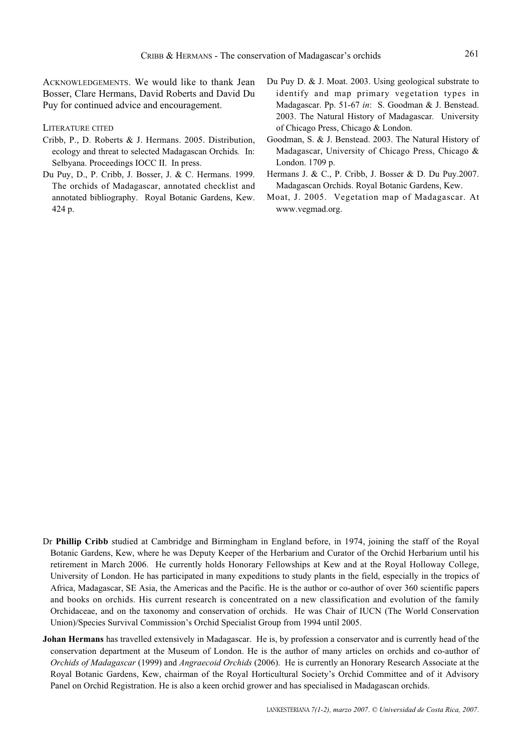ACKNOWLEDGEMENTS. We would like to thank Jean Bosser, Clare Hermans, David Roberts and David Du Puy for continued advice and encouragement.

## LITERATURE CITED

Cribb, P., D. Roberts & J. Hermans. 2005. Distribution, ecology and threat to selected Madagascan Orchids. In: Selbyana. Proceedings IOCC II. In press.

Du Puy, D., P. Cribb, J. Bosser, J. & C. Hermans. 1999. The orchids of Madagascar, annotated checklist and annotated bibliography. Royal Botanic Gardens, Kew. 424 p.

Du Puy D. & J. Moat. 2003. Using geological substrate to identify and map primary vegetation types in Madagascar. Pp. 51-67 *in*: S. Goodman & J. Benstead. 2003. The Natural History of Madagascar. University of Chicago Press, Chicago & London.

Goodman, S. & J. Benstead. 2003. The Natural History of Madagascar, University of Chicago Press, Chicago & London. 1709 p.

Hermans J. & C., P. Cribb, J. Bosser & D. Du Puy.2007. Madagascan Orchids. Royal Botanic Gardens, Kew.

Moat, J. 2005. Vegetation map of Madagascar. At www.vegmad.org.

Dr **Phillip Cribb** studied at Cambridge and Birmingham in England before, in 1974, joining the staff of the Royal Botanic Gardens, Kew, where he was Deputy Keeper of the Herbarium and Curator of the Orchid Herbarium until his retirement in March 2006. He currently holds Honorary Fellowships at Kew and at the Royal Holloway College, University of London. He has participated in many expeditions to study plants in the field, especially in the tropics of Africa, Madagascar, SE Asia, the Americas and the Pacific. He is the author or co-author of over 360 scientific papers and books on orchids. His current research is concentrated on a new classification and evolution of the family Orchidaceae, and on the taxonomy and conservation of orchids. He was Chair of IUCN (The World Conservation Union)/Species Survival Commission's Orchid Specialist Group from 1994 until 2005.

**Johan Hermans** has travelled extensively in Madagascar. He is, by profession a conservator and is currently head of the conservation department at the Museum of London. He is the author of many articles on orchids and co-author of *Orchids of Madagascar* (1999) and *Angraecoid Orchids* (2006). He is currently an Honorary Research Associate at the Royal Botanic Gardens, Kew, chairman of the Royal Horticultural Society's Orchid Committee and of it Advisory Panel on Orchid Registration. He is also a keen orchid grower and has specialised in Madagascan orchids.